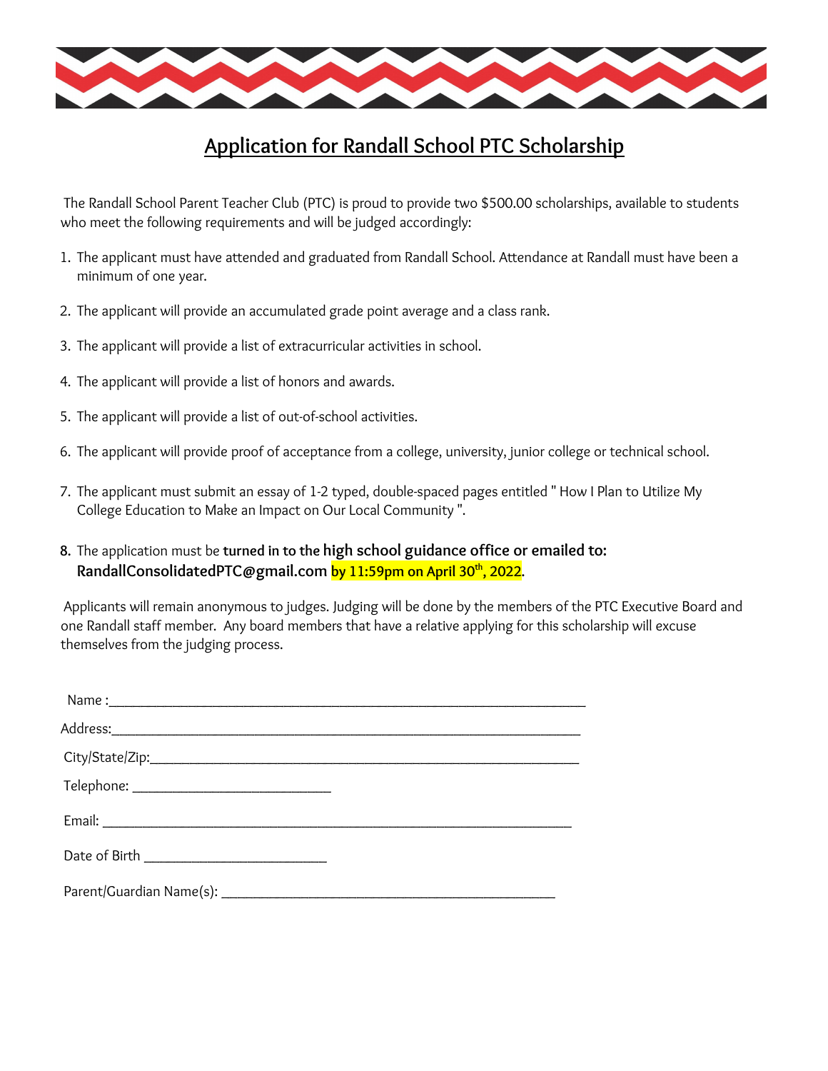# Application for Randall School PTC Scholarship

The Randall School Parent Teacher Club (PTC) is proud to provide two $500.00 scholarships, available to students who meet the following requirements and will be judged accordingly:

1. The applicant must have attended and graduated from Randall School. Attendance at Randall must have been a minimum of one year.
2. The applicant will provide an accumulated grade point average and a class rank.
3. The applicant will provide a list of extracurricular activities in school.
4. The applicant will provide a list of honors and awards.
5. The applicant will provide a list of out-of-school activities.
6. The applicant will provide proof of acceptance from a college, university, junior college or technical school.
7. The applicant must submit an essay of 1-2 typed, double-spaced pages entitled " How I Plan to Utilize My College Education to Make an Impact on Our Local Community ".
8. The application must be **turned in to the high school guidance office or emailed to: RandallConsolidatedPTC@gmail.com by 11:59pm on April 30th, 2022**.

Applicants will remain anonymous to judges. Judging will be done by the members of the PTC Executive Board and one Randall staff member. Any board members that have a relative applying for this scholarship will excuse themselves from the judging process.

Name :_______________________________________________________________

Address:_______________________________________________________________

City/State/Zip:___________________________________________________________

Telephone: __________________________

Email: ______________________________________________________________

Date of Birth ________________________

Parent/Guardian Name(s): _____________________________________________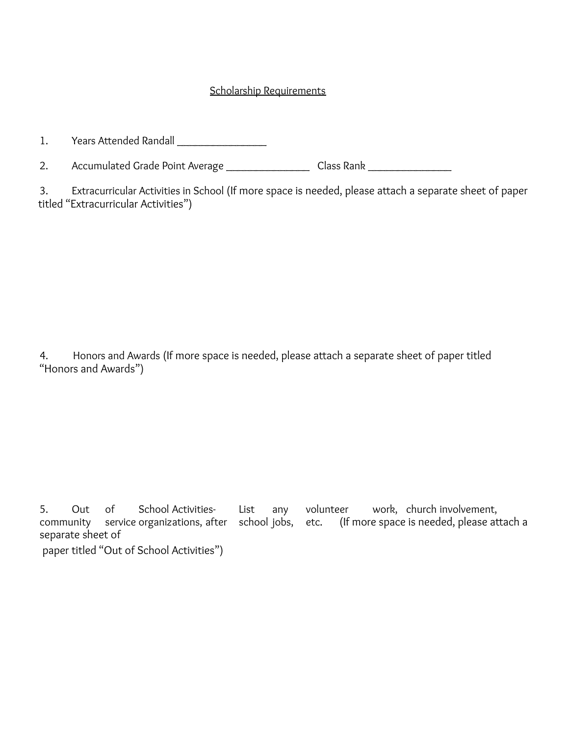<u>Scholarship Requirements</u>

1. Years Attended Randall ________________

2. Accumulated Grade Point Average _______________ Class Rank _______________

3. Extracurricular Activities in School (If more space is needed, please attach a separate sheet of paper titled “Extracurricular Activities”)

4. Honors and Awards (If more space is needed, please attach a separate sheet of paper titled “Honors and Awards”)

5. Out of School Activities- List any volunteer work, church involvement, community service organizations, after school jobs, etc. (If more space is needed, please attach a separate sheet of paper titled “Out of School Activities”)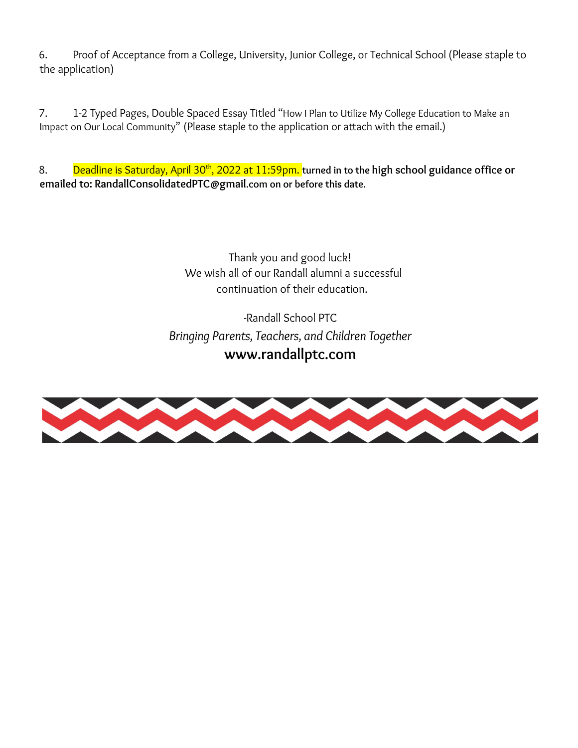6. Proof of Acceptance from a College, University, Junior College, or Technical School (Please staple to the application)

7. 1-2 Typed Pages, Double Spaced Essay Titled "How I Plan to Utilize My College Education to Make an Impact on Our Local Community" (Please staple to the application or attach with the email.)

8. Deadline is Saturday, April 30th, 2022 at 11:59pm. **turned in to the high school guidance office or emailed to: RandallConsolidatedPTC@gmail.com on or before this date.**

Thank you and good luck!
We wish all of our Randall alumni a successful continuation of their education.

-Randall School PTC

*Bringing Parents, Teachers, and Children Together*

**www.randallptc.com**